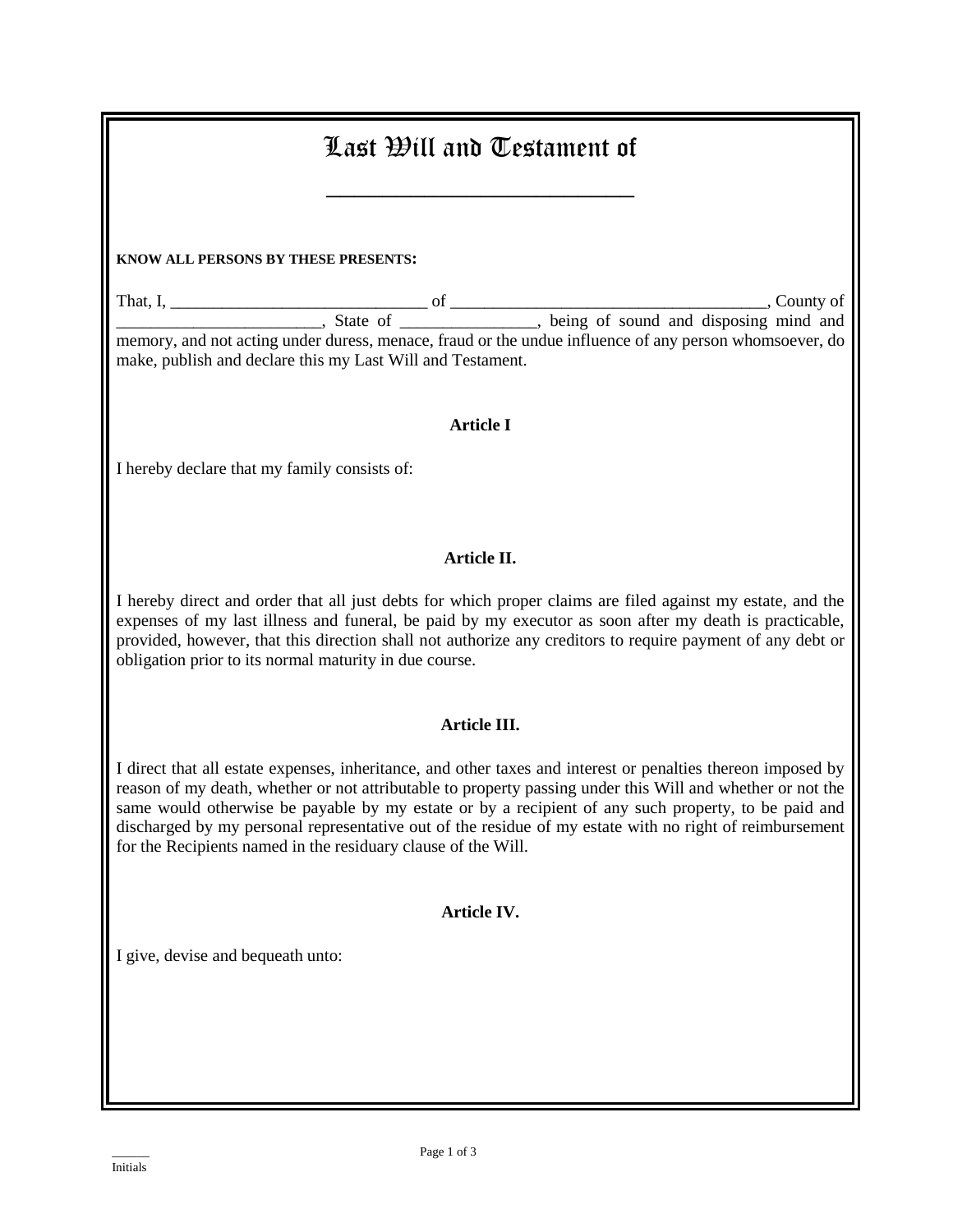# Last Will and Testament of

________________________________

**KNOW ALL PERSONS BY THESE PRESENTS:**

That, I, ______________________________ of _____________________________________, County of ________________________, State of ________________, being of sound and disposing mind and memory, and not acting under duress, menace, fraud or the undue influence of any person whomsoever, do make, publish and declare this my Last Will and Testament.

**Article I**

I hereby declare that my family consists of:

**Article II.**

I hereby direct and order that all just debts for which proper claims are filed against my estate, and the expenses of my last illness and funeral, be paid by my executor as soon after my death is practicable, provided, however, that this direction shall not authorize any creditors to require payment of any debt or obligation prior to its normal maturity in due course.

**Article III.**

I direct that all estate expenses, inheritance, and other taxes and interest or penalties thereon imposed by reason of my death, whether or not attributable to property passing under this Will and whether or not the same would otherwise be payable by my estate or by a recipient of any such property, to be paid and discharged by my personal representative out of the residue of my estate with no right of reimbursement for the Recipients named in the residuary clause of the Will.

**Article IV.**

I give, devise and bequeath unto:

______
Initials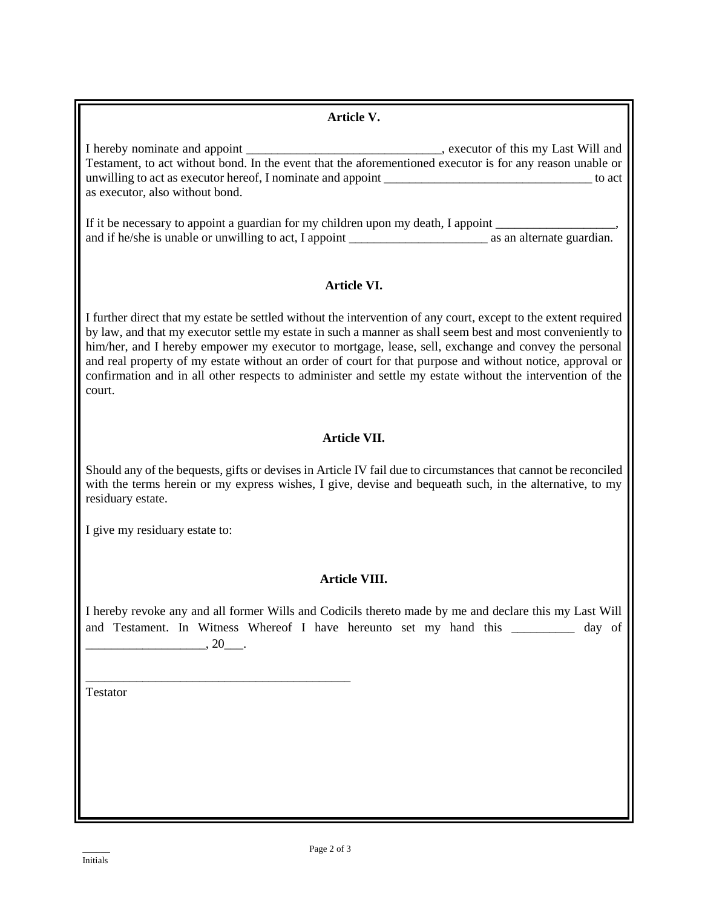**Article V.**

I hereby nominate and appoint _______________________________, executor of this my Last Will and Testament, to act without bond. In the event that the aforementioned executor is for any reason unable or unwilling to act as executor hereof, I nominate and appoint _________________________________ to act as executor, also without bond.

If it be necessary to appoint a guardian for my children upon my death, I appoint ___________________, and if he/she is unable or unwilling to act, I appoint ______________________ as an alternate guardian.

**Article VI.**

I further direct that my estate be settled without the intervention of any court, except to the extent required by law, and that my executor settle my estate in such a manner as shall seem best and most conveniently to him/her, and I hereby empower my executor to mortgage, lease, sell, exchange and convey the personal and real property of my estate without an order of court for that purpose and without notice, approval or confirmation and in all other respects to administer and settle my estate without the intervention of the court.

**Article VII.**

Should any of the bequests, gifts or devises in Article IV fail due to circumstances that cannot be reconciled with the terms herein or my express wishes, I give, devise and bequeath such, in the alternative, to my residuary estate.

I give my residuary estate to:

**Article VIII.**

I hereby revoke any and all former Wills and Codicils thereto made by me and declare this my Last Will and Testament. In Witness Whereof I have hereunto set my hand this __________ day of ___________________, 20___.

___________________________________________
Testator

______
Initials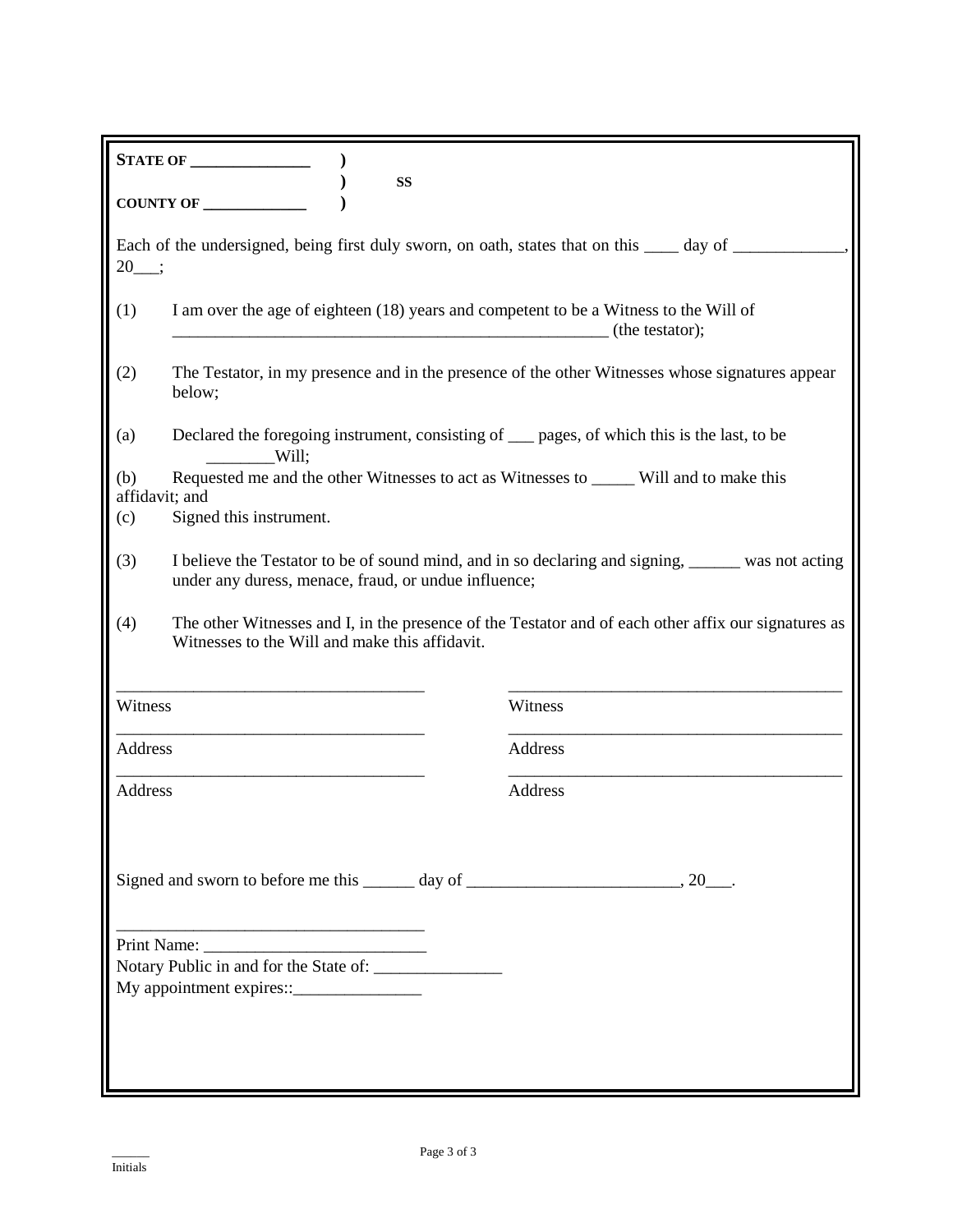**STATE OF ______________** )
) **SS**
**COUNTY OF _____________** )

Each of the undersigned, being first duly sworn, on oath, states that on this ____ day of _____________, 20___;

(1) I am over the age of eighteen (18) years and competent to be a Witness to the Will of _____________________________________________________ (the testator);

(2) The Testator, in my presence and in the presence of the other Witnesses whose signatures appear below;

(a) Declared the foregoing instrument, consisting of ___ pages, of which this is the last, to be ________Will;

(b) Requested me and the other Witnesses to act as Witnesses to _____ Will and to make this affidavit; and

(c) Signed this instrument.

(3) I believe the Testator to be of sound mind, and in so declaring and signing, ______ was not acting under any duress, menace, fraud, or undue influence;

(4) The other Witnesses and I, in the presence of the Testator and of each other affix our signatures as Witnesses to the Will and make this affidavit.

| | |
|---|---|
| ____________________________________ | ________________________________________ |
| Witness | Witness |
| ____________________________________ | ________________________________________ |
| Address | Address |
| ____________________________________ | ________________________________________ |
| Address | Address |

Signed and sworn to before me this ______ day of _________________________, 20___.

____________________________________
Print Name: __________________________
Notary Public in and for the State of: _______________
My appointment expires::_______________

______
Initials